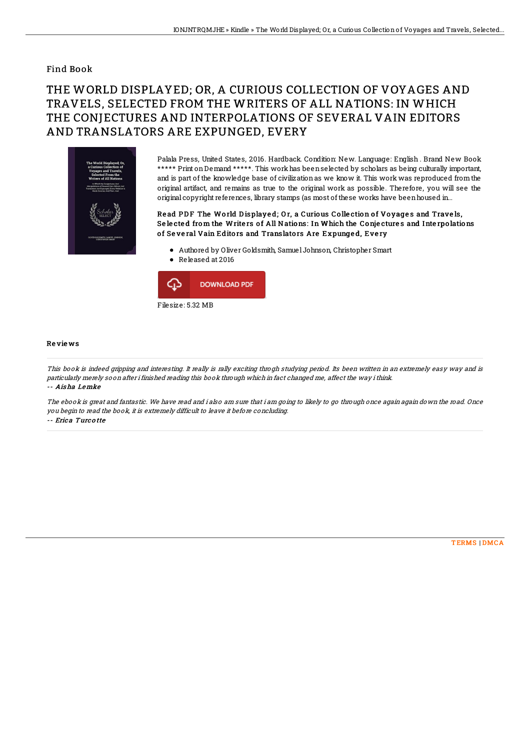Find Book

# THE WORLD DISPLAYED; OR, A CURIOUS COLLECTION OF VOYAGES AND TRAVELS, SELECTED FROM THE WRITERS OF ALL NATIONS: IN WHICH THE CONJECTURES AND INTERPOLATIONS OF SEVERAL VAIN EDITORS AND TRANSLATORS ARE EXPUNGED, EVERY

Palala Press, United States, 2016. Hardback. Condition: New. Language: English . Brand New Book ***** Print on Demand *****. This work has been selected by scholars as being culturally important, and is part of the knowledge base of civilization as we know it. This work was reproduced from the original artifact, and remains as true to the original work as possible. Therefore, you will see the original copyright references, library stamps (as most of these works have been housed in...

**Read PDF The World Displayed; Or, a Curious Collection of Voyages and Travels, Selected from the Writers of All Nations: In Which the Conjectures and Interpolations of Several Vain Editors and Translators Are Expunged, Every**

- Authored by Oliver Goldsmith, Samuel Johnson, Christopher Smart
- Released at 2016

DOWNLOAD PDF

Filesize: 5.32 MB

## Reviews

*This book is indeed gripping and interesting. It really is rally exciting throgh studying period. Its been written in an extremely easy way and is particularly merely soon after i finished reading this book through which in fact changed me, affect the way i think.*

-- *Aisha Lemke*

*The ebook is great and fantastic. We have read and i also am sure that i am going to likely to go through once again again down the road. Once you begin to read the book, it is extremely difficult to leave it before concluding.*

-- *Erica Turcotte*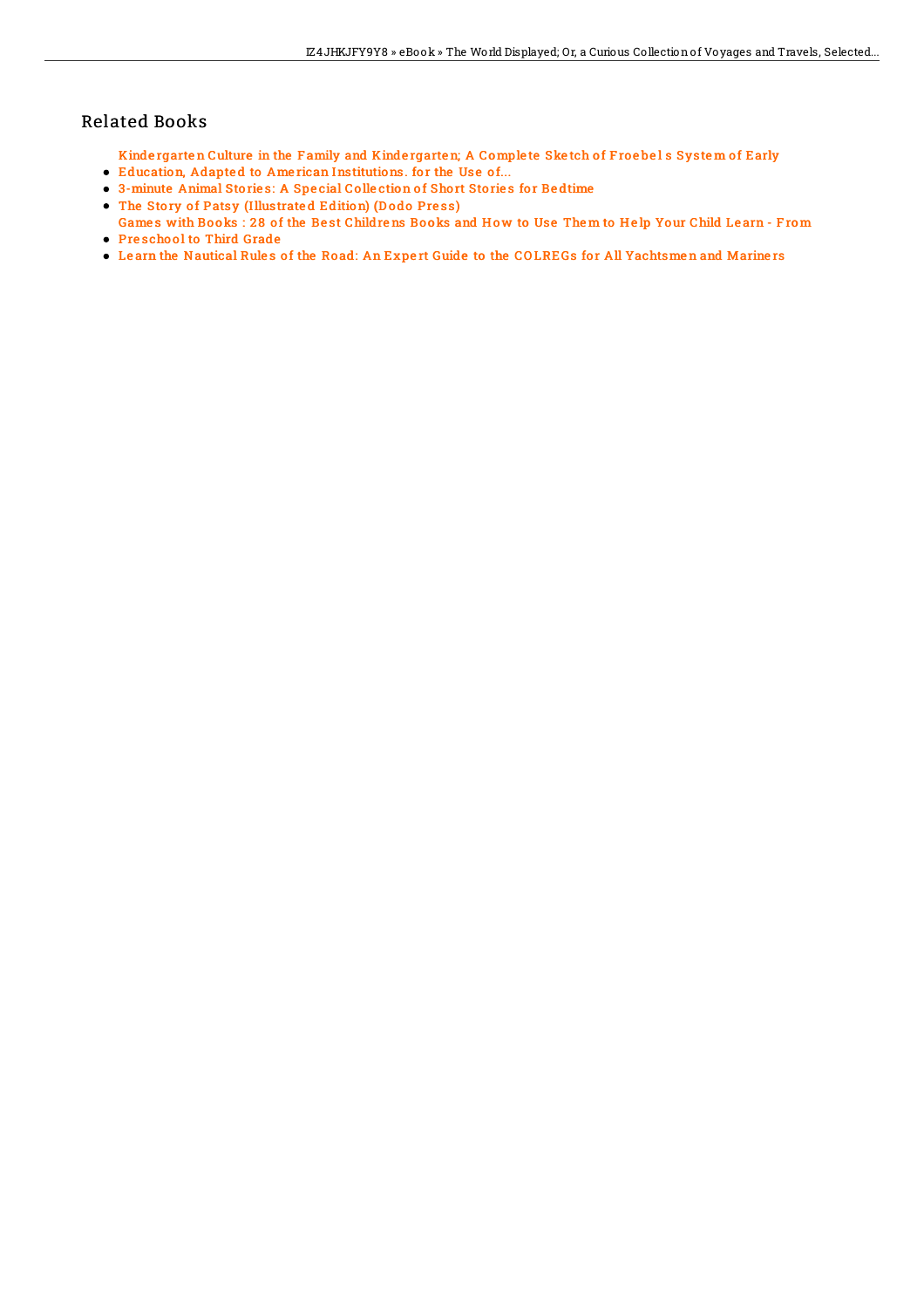## Related Books

- Kindergarten Culture in the Family and Kindergarten; A Complete Sketch of Froebel s System of Early Education, Adapted to American Institutions. for the Use of...
- 3-minute Animal Stories: A Special Collection of Short Stories for Bedtime
- The Story of Patsy (Illustrated Edition) (Dodo Press)
- Games with Books : 28 of the Best Childrens Books and How to Use Them to Help Your Child Learn - From Preschool to Third Grade
- Learn the Nautical Rules of the Road: An Expert Guide to the COLREGs for All Yachtsmen and Mariners